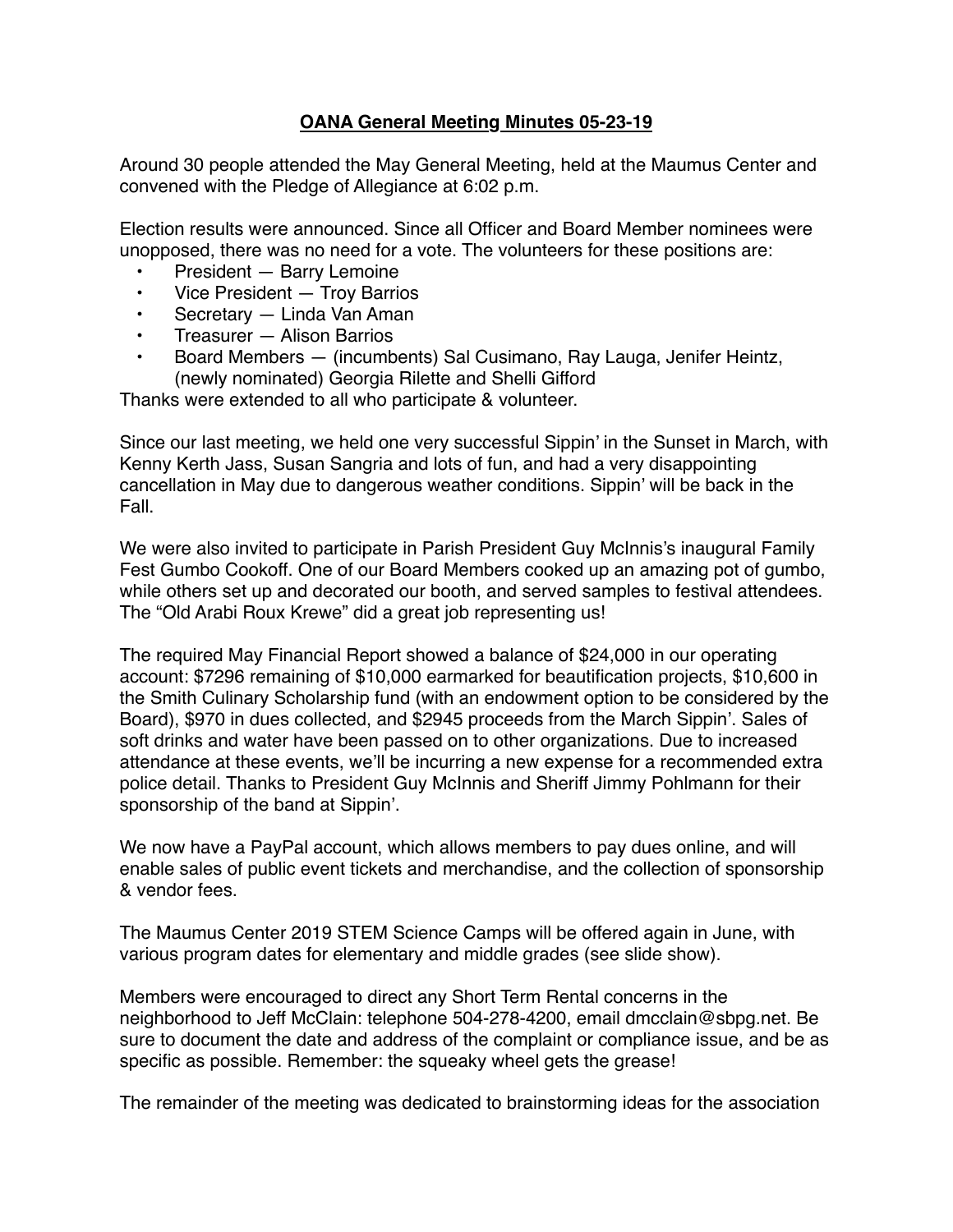# OANA General Meeting Minutes 05-23-19

Around 30 people attended the May General Meeting, held at the Maumus Center and convened with the Pledge of Allegiance at 6:02 p.m.

Election results were announced. Since all Officer and Board Member nominees were unopposed, there was no need for a vote. The volunteers for these positions are:

- President — Barry Lemoine
- Vice President — Troy Barrios
- Secretary — Linda Van Aman
- Treasurer — Alison Barrios
- Board Members — (incumbents) Sal Cusimano, Ray Lauga, Jenifer Heintz, (newly nominated) Georgia Rilette and Shelli Gifford

Thanks were extended to all who participate & volunteer.

Since our last meeting, we held one very successful Sippin' in the Sunset in March, with Kenny Kerth Jass, Susan Sangria and lots of fun, and had a very disappointing cancellation in May due to dangerous weather conditions. Sippin' will be back in the Fall.

We were also invited to participate in Parish President Guy McInnis's inaugural Family Fest Gumbo Cookoff. One of our Board Members cooked up an amazing pot of gumbo, while others set up and decorated our booth, and served samples to festival attendees. The "Old Arabi Roux Krewe" did a great job representing us!

The required May Financial Report showed a balance of $24,000 in our operating account: $7296 remaining of $10,000 earmarked for beautification projects, $10,600 in the Smith Culinary Scholarship fund (with an endowment option to be considered by the Board), $970 in dues collected, and $2945 proceeds from the March Sippin'. Sales of soft drinks and water have been passed on to other organizations. Due to increased attendance at these events, we'll be incurring a new expense for a recommended extra police detail. Thanks to President Guy McInnis and Sheriff Jimmy Pohlmann for their sponsorship of the band at Sippin'.

We now have a PayPal account, which allows members to pay dues online, and will enable sales of public event tickets and merchandise, and the collection of sponsorship & vendor fees.

The Maumus Center 2019 STEM Science Camps will be offered again in June, with various program dates for elementary and middle grades (see slide show).

Members were encouraged to direct any Short Term Rental concerns in the neighborhood to Jeff McClain: telephone 504-278-4200, email dmcclain@sbpg.net. Be sure to document the date and address of the complaint or compliance issue, and be as specific as possible. Remember: the squeaky wheel gets the grease!

The remainder of the meeting was dedicated to brainstorming ideas for the association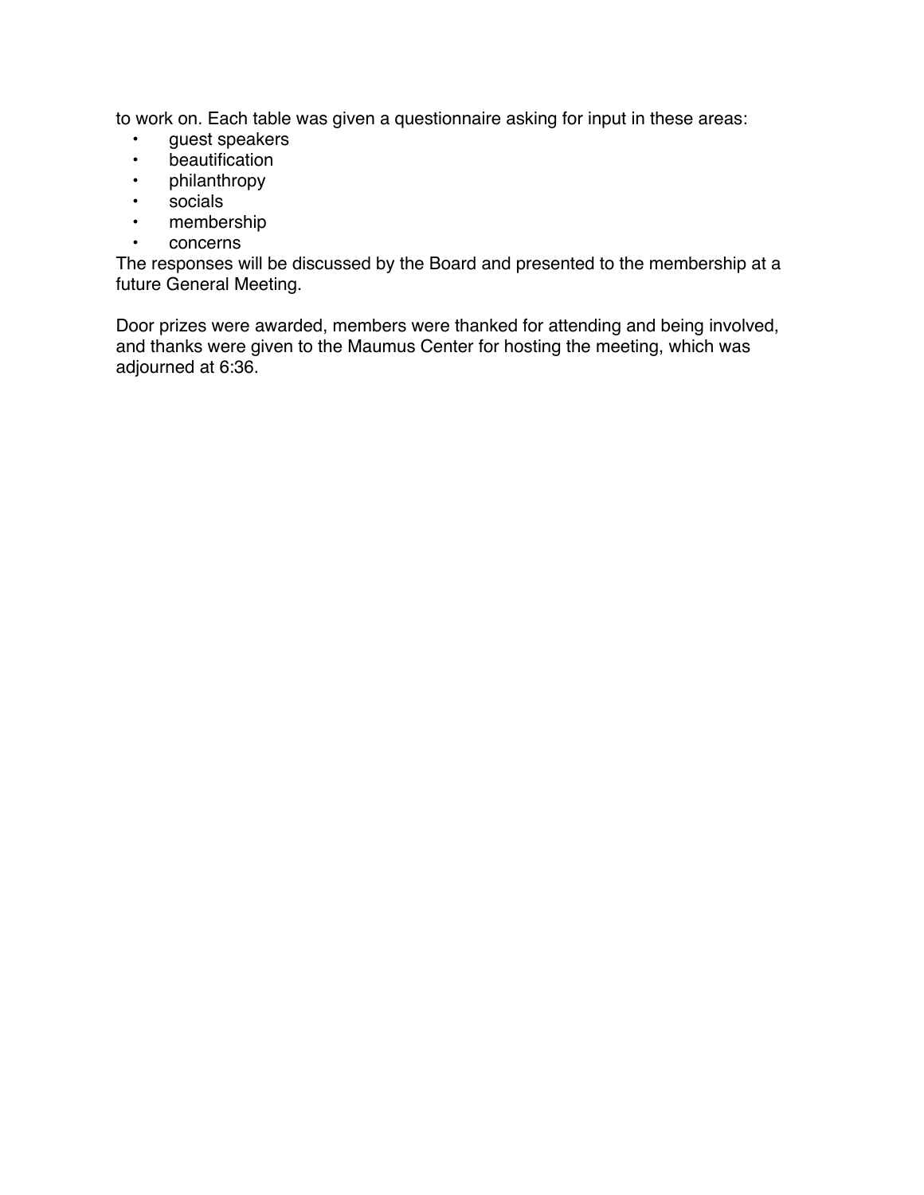to work on. Each table was given a questionnaire asking for input in these areas:

- guest speakers
- beautification
- philanthropy
- socials
- membership
- concerns

The responses will be discussed by the Board and presented to the membership at a future General Meeting.

Door prizes were awarded, members were thanked for attending and being involved, and thanks were given to the Maumus Center for hosting the meeting, which was adjourned at 6:36.